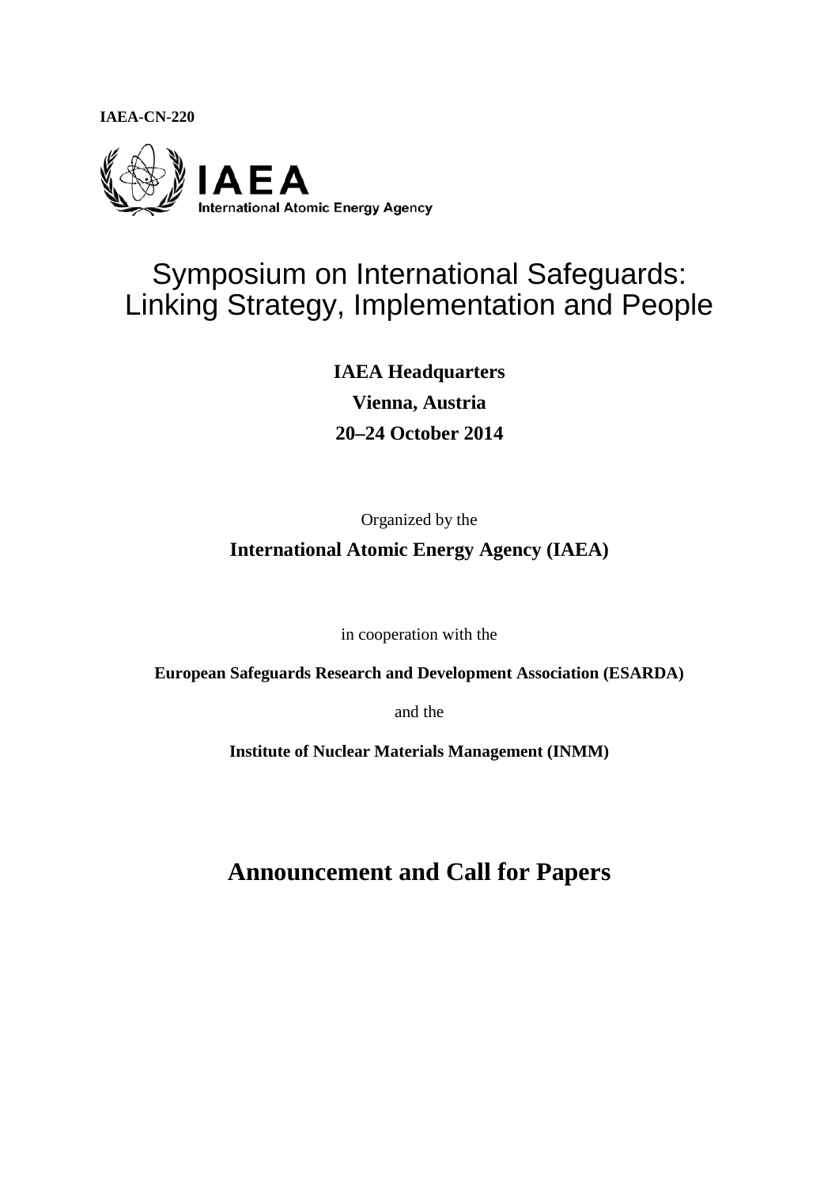**IAEA-CN-220**

IAEA
International Atomic Energy Agency

# Symposium on International Safeguards: Linking Strategy, Implementation and People

**IAEA Headquarters**

**Vienna, Austria**

**20–24 October 2014**

Organized by the

**International Atomic Energy Agency (IAEA)**

in cooperation with the

**European Safeguards Research and Development Association (ESARDA)**

and the

**Institute of Nuclear Materials Management (INMM)**

## Announcement and Call for Papers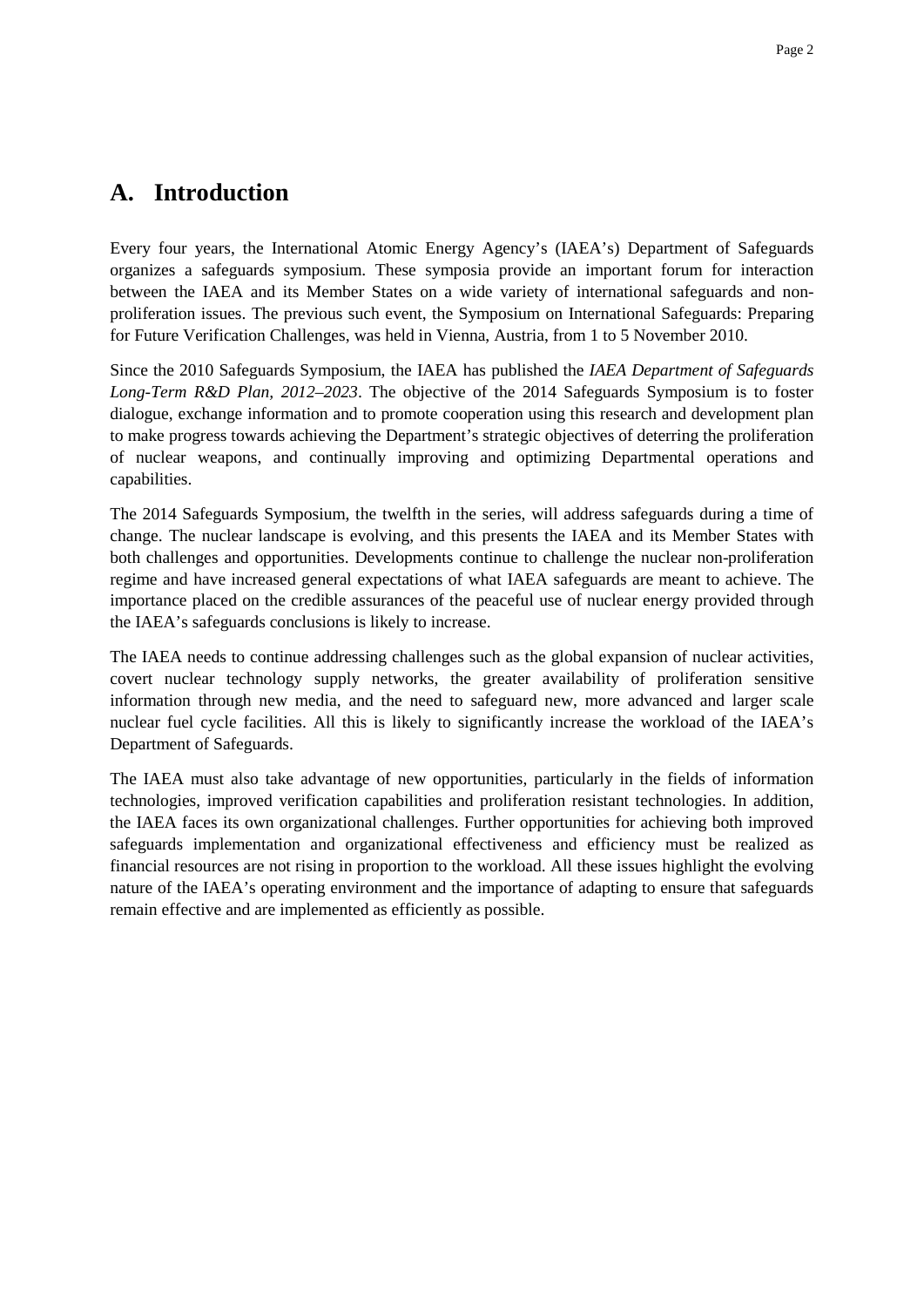## A. Introduction

Every four years, the International Atomic Energy Agency's (IAEA's) Department of Safeguards organizes a safeguards symposium. These symposia provide an important forum for interaction between the IAEA and its Member States on a wide variety of international safeguards and non-proliferation issues. The previous such event, the Symposium on International Safeguards: Preparing for Future Verification Challenges, was held in Vienna, Austria, from 1 to 5 November 2010.

Since the 2010 Safeguards Symposium, the IAEA has published the *IAEA Department of Safeguards Long-Term R&D Plan, 2012–2023*. The objective of the 2014 Safeguards Symposium is to foster dialogue, exchange information and to promote cooperation using this research and development plan to make progress towards achieving the Department's strategic objectives of deterring the proliferation of nuclear weapons, and continually improving and optimizing Departmental operations and capabilities.

The 2014 Safeguards Symposium, the twelfth in the series, will address safeguards during a time of change. The nuclear landscape is evolving, and this presents the IAEA and its Member States with both challenges and opportunities. Developments continue to challenge the nuclear non-proliferation regime and have increased general expectations of what IAEA safeguards are meant to achieve. The importance placed on the credible assurances of the peaceful use of nuclear energy provided through the IAEA's safeguards conclusions is likely to increase.

The IAEA needs to continue addressing challenges such as the global expansion of nuclear activities, covert nuclear technology supply networks, the greater availability of proliferation sensitive information through new media, and the need to safeguard new, more advanced and larger scale nuclear fuel cycle facilities. All this is likely to significantly increase the workload of the IAEA's Department of Safeguards.

The IAEA must also take advantage of new opportunities, particularly in the fields of information technologies, improved verification capabilities and proliferation resistant technologies. In addition, the IAEA faces its own organizational challenges. Further opportunities for achieving both improved safeguards implementation and organizational effectiveness and efficiency must be realized as financial resources are not rising in proportion to the workload. All these issues highlight the evolving nature of the IAEA's operating environment and the importance of adapting to ensure that safeguards remain effective and are implemented as efficiently as possible.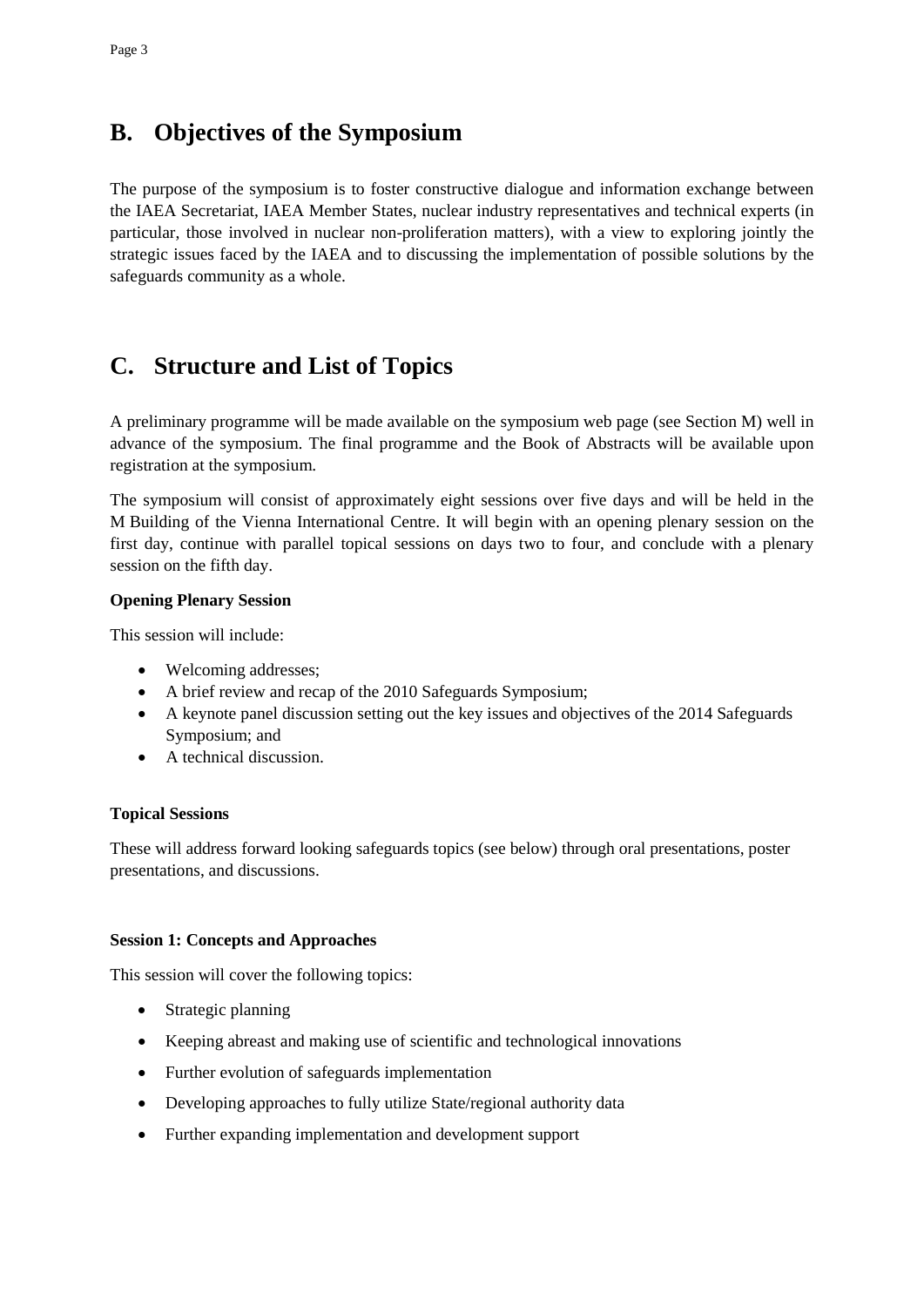## B. Objectives of the Symposium

The purpose of the symposium is to foster constructive dialogue and information exchange between the IAEA Secretariat, IAEA Member States, nuclear industry representatives and technical experts (in particular, those involved in nuclear non-proliferation matters), with a view to exploring jointly the strategic issues faced by the IAEA and to discussing the implementation of possible solutions by the safeguards community as a whole.

## C. Structure and List of Topics

A preliminary programme will be made available on the symposium web page (see Section M) well in advance of the symposium. The final programme and the Book of Abstracts will be available upon registration at the symposium.

The symposium will consist of approximately eight sessions over five days and will be held in the M Building of the Vienna International Centre. It will begin with an opening plenary session on the first day, continue with parallel topical sessions on days two to four, and conclude with a plenary session on the fifth day.

**Opening Plenary Session**

This session will include:

- Welcoming addresses;
- A brief review and recap of the 2010 Safeguards Symposium;
- A keynote panel discussion setting out the key issues and objectives of the 2014 Safeguards Symposium; and
- A technical discussion.

**Topical Sessions**

These will address forward looking safeguards topics (see below) through oral presentations, poster presentations, and discussions.

**Session 1: Concepts and Approaches**

This session will cover the following topics:

- Strategic planning
- Keeping abreast and making use of scientific and technological innovations
- Further evolution of safeguards implementation
- Developing approaches to fully utilize State/regional authority data
- Further expanding implementation and development support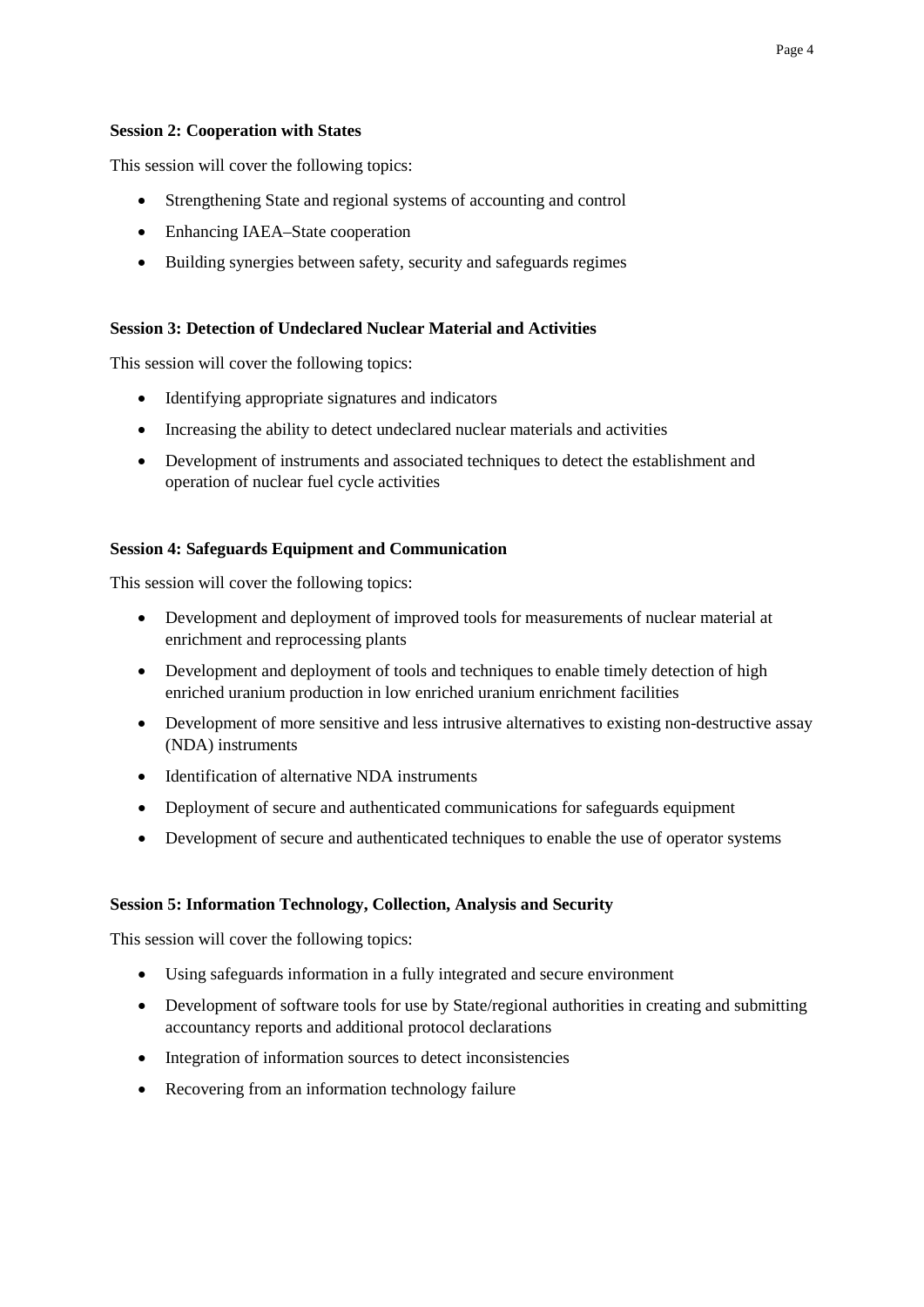**Session 2: Cooperation with States**

This session will cover the following topics:

- Strengthening State and regional systems of accounting and control
- Enhancing IAEA–State cooperation
- Building synergies between safety, security and safeguards regimes

**Session 3: Detection of Undeclared Nuclear Material and Activities**

This session will cover the following topics:

- Identifying appropriate signatures and indicators
- Increasing the ability to detect undeclared nuclear materials and activities
- Development of instruments and associated techniques to detect the establishment and operation of nuclear fuel cycle activities

**Session 4: Safeguards Equipment and Communication**

This session will cover the following topics:

- Development and deployment of improved tools for measurements of nuclear material at enrichment and reprocessing plants
- Development and deployment of tools and techniques to enable timely detection of high enriched uranium production in low enriched uranium enrichment facilities
- Development of more sensitive and less intrusive alternatives to existing non-destructive assay (NDA) instruments
- Identification of alternative NDA instruments
- Deployment of secure and authenticated communications for safeguards equipment
- Development of secure and authenticated techniques to enable the use of operator systems

**Session 5: Information Technology, Collection, Analysis and Security**

This session will cover the following topics:

- Using safeguards information in a fully integrated and secure environment
- Development of software tools for use by State/regional authorities in creating and submitting accountancy reports and additional protocol declarations
- Integration of information sources to detect inconsistencies
- Recovering from an information technology failure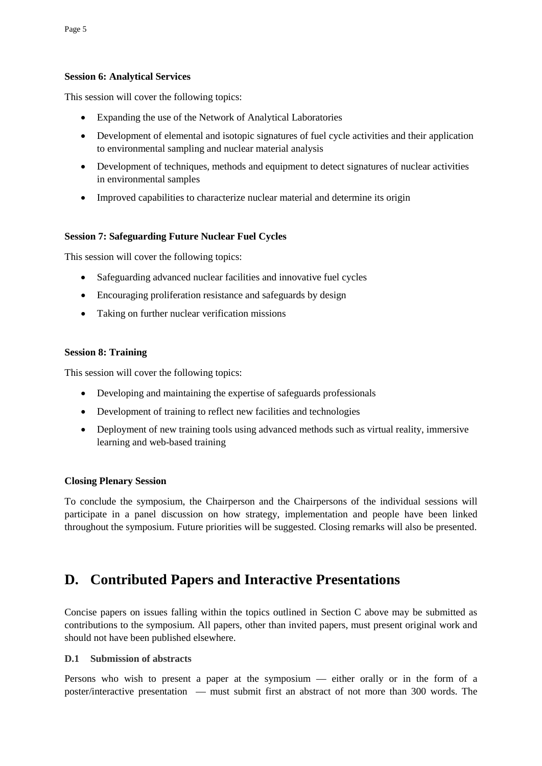**Session 6: Analytical Services**

This session will cover the following topics:

- Expanding the use of the Network of Analytical Laboratories
- Development of elemental and isotopic signatures of fuel cycle activities and their application to environmental sampling and nuclear material analysis
- Development of techniques, methods and equipment to detect signatures of nuclear activities in environmental samples
- Improved capabilities to characterize nuclear material and determine its origin

**Session 7: Safeguarding Future Nuclear Fuel Cycles**

This session will cover the following topics:

- Safeguarding advanced nuclear facilities and innovative fuel cycles
- Encouraging proliferation resistance and safeguards by design
- Taking on further nuclear verification missions

**Session 8: Training**

This session will cover the following topics:

- Developing and maintaining the expertise of safeguards professionals
- Development of training to reflect new facilities and technologies
- Deployment of new training tools using advanced methods such as virtual reality, immersive learning and web-based training

**Closing Plenary Session**

To conclude the symposium, the Chairperson and the Chairpersons of the individual sessions will participate in a panel discussion on how strategy, implementation and people have been linked throughout the symposium. Future priorities will be suggested. Closing remarks will also be presented.

# D. Contributed Papers and Interactive Presentations

Concise papers on issues falling within the topics outlined in Section C above may be submitted as contributions to the symposium. All papers, other than invited papers, must present original work and should not have been published elsewhere.

### D.1 Submission of abstracts

Persons who wish to present a paper at the symposium — either orally or in the form of a poster/interactive presentation — must submit first an abstract of not more than 300 words. The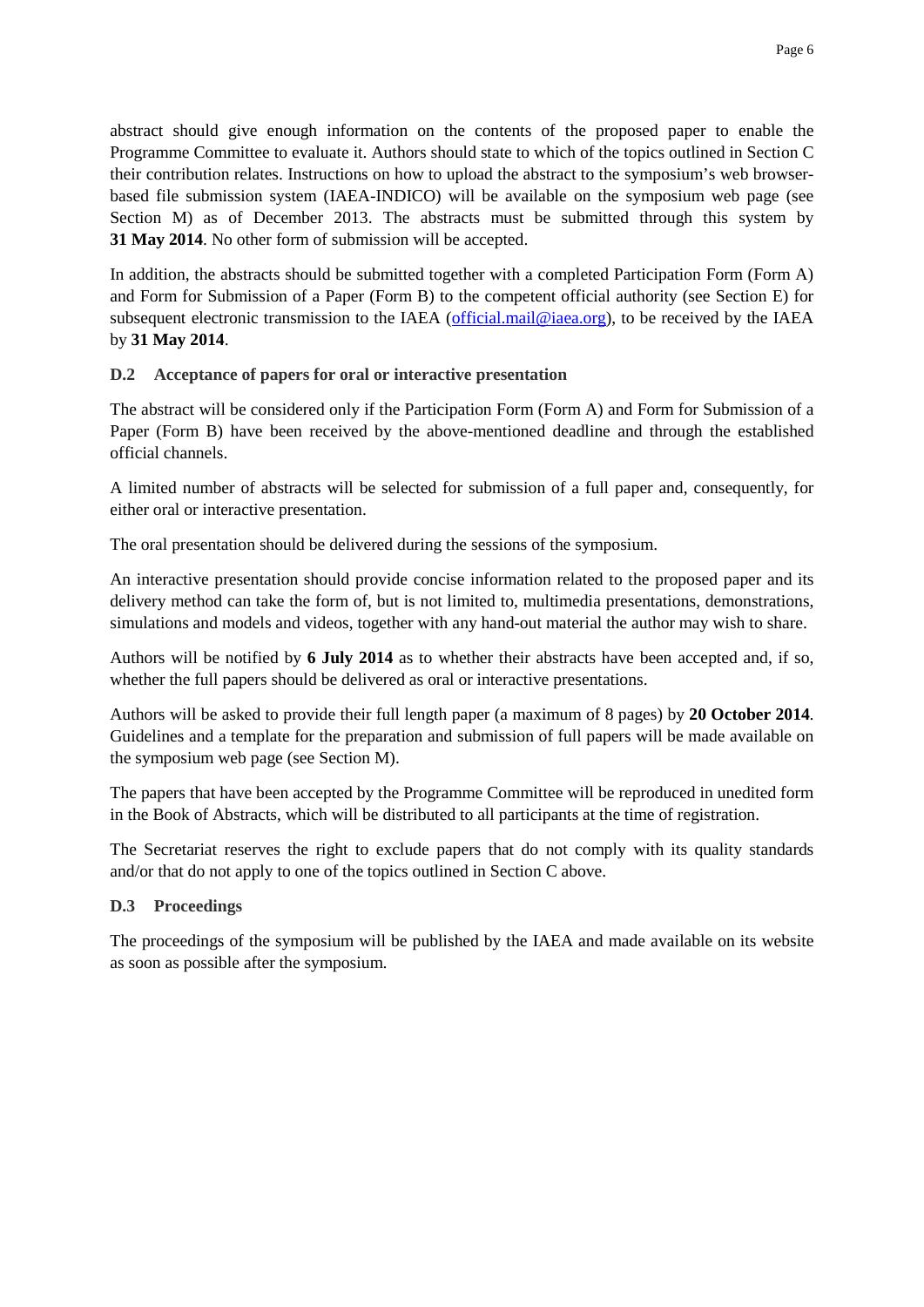abstract should give enough information on the contents of the proposed paper to enable the Programme Committee to evaluate it. Authors should state to which of the topics outlined in Section C their contribution relates. Instructions on how to upload the abstract to the symposium's web browser-based file submission system (IAEA-INDICO) will be available on the symposium web page (see Section M) as of December 2013. The abstracts must be submitted through this system by **31 May 2014**. No other form of submission will be accepted.

In addition, the abstracts should be submitted together with a completed Participation Form (Form A) and Form for Submission of a Paper (Form B) to the competent official authority (see Section E) for subsequent electronic transmission to the IAEA (official.mail@iaea.org), to be received by the IAEA by **31 May 2014**.

### D.2 Acceptance of papers for oral or interactive presentation

The abstract will be considered only if the Participation Form (Form A) and Form for Submission of a Paper (Form B) have been received by the above-mentioned deadline and through the established official channels.

A limited number of abstracts will be selected for submission of a full paper and, consequently, for either oral or interactive presentation.

The oral presentation should be delivered during the sessions of the symposium.

An interactive presentation should provide concise information related to the proposed paper and its delivery method can take the form of, but is not limited to, multimedia presentations, demonstrations, simulations and models and videos, together with any hand-out material the author may wish to share.

Authors will be notified by **6 July 2014** as to whether their abstracts have been accepted and, if so, whether the full papers should be delivered as oral or interactive presentations.

Authors will be asked to provide their full length paper (a maximum of 8 pages) by **20 October 2014**. Guidelines and a template for the preparation and submission of full papers will be made available on the symposium web page (see Section M).

The papers that have been accepted by the Programme Committee will be reproduced in unedited form in the Book of Abstracts, which will be distributed to all participants at the time of registration.

The Secretariat reserves the right to exclude papers that do not comply with its quality standards and/or that do not apply to one of the topics outlined in Section C above.

### D.3 Proceedings

The proceedings of the symposium will be published by the IAEA and made available on its website as soon as possible after the symposium.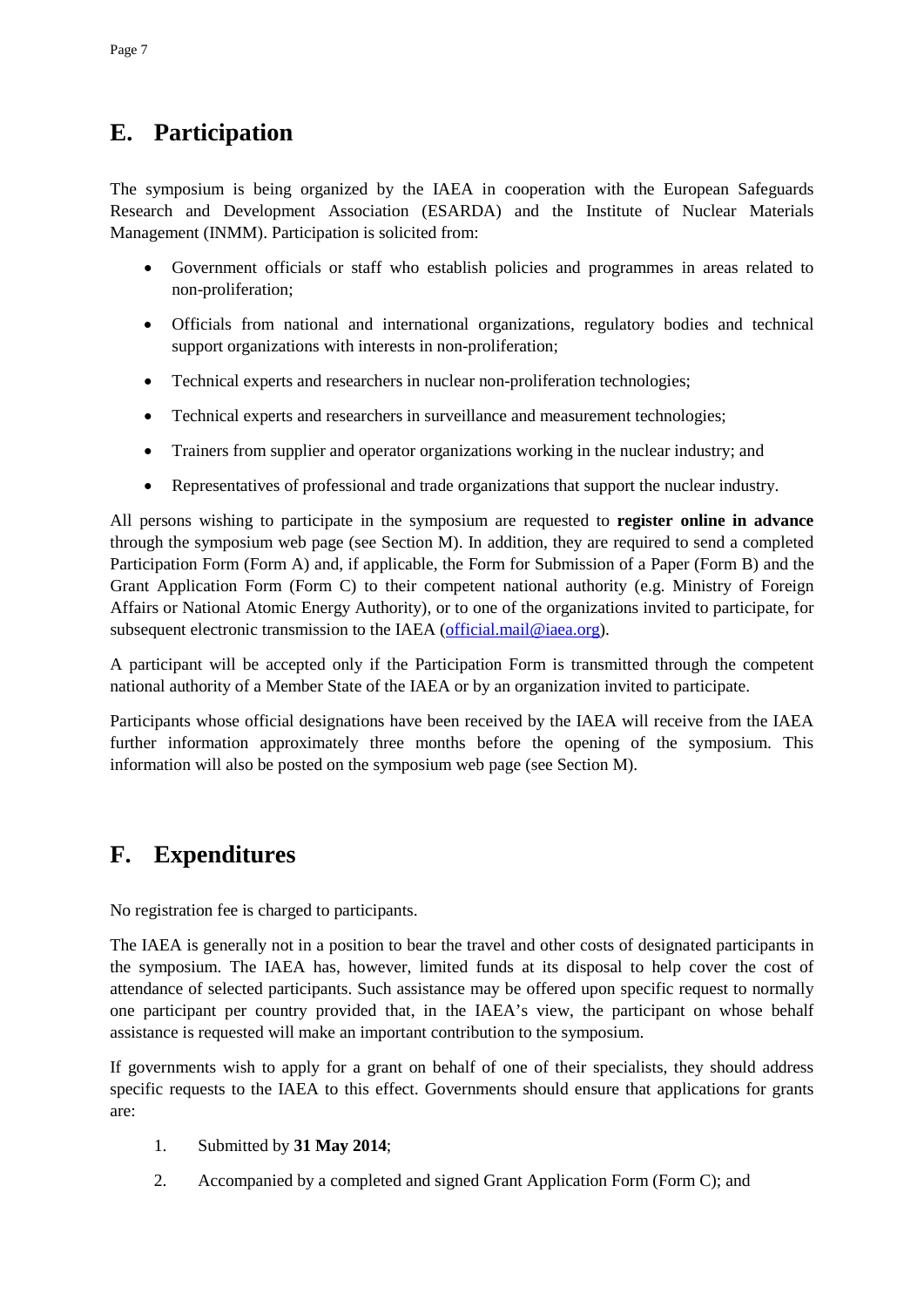## E. Participation

The symposium is being organized by the IAEA in cooperation with the European Safeguards Research and Development Association (ESARDA) and the Institute of Nuclear Materials Management (INMM). Participation is solicited from:

- Government officials or staff who establish policies and programmes in areas related to non-proliferation;
- Officials from national and international organizations, regulatory bodies and technical support organizations with interests in non-proliferation;
- Technical experts and researchers in nuclear non-proliferation technologies;
- Technical experts and researchers in surveillance and measurement technologies;
- Trainers from supplier and operator organizations working in the nuclear industry; and
- Representatives of professional and trade organizations that support the nuclear industry.

All persons wishing to participate in the symposium are requested to **register online in advance** through the symposium web page (see Section M). In addition, they are required to send a completed Participation Form (Form A) and, if applicable, the Form for Submission of a Paper (Form B) and the Grant Application Form (Form C) to their competent national authority (e.g. Ministry of Foreign Affairs or National Atomic Energy Authority), or to one of the organizations invited to participate, for subsequent electronic transmission to the IAEA (official.mail@iaea.org).

A participant will be accepted only if the Participation Form is transmitted through the competent national authority of a Member State of the IAEA or by an organization invited to participate.

Participants whose official designations have been received by the IAEA will receive from the IAEA further information approximately three months before the opening of the symposium. This information will also be posted on the symposium web page (see Section M).

## F. Expenditures

No registration fee is charged to participants.

The IAEA is generally not in a position to bear the travel and other costs of designated participants in the symposium. The IAEA has, however, limited funds at its disposal to help cover the cost of attendance of selected participants. Such assistance may be offered upon specific request to normally one participant per country provided that, in the IAEA's view, the participant on whose behalf assistance is requested will make an important contribution to the symposium.

If governments wish to apply for a grant on behalf of one of their specialists, they should address specific requests to the IAEA to this effect. Governments should ensure that applications for grants are:

1. Submitted by **31 May 2014**;
2. Accompanied by a completed and signed Grant Application Form (Form C); and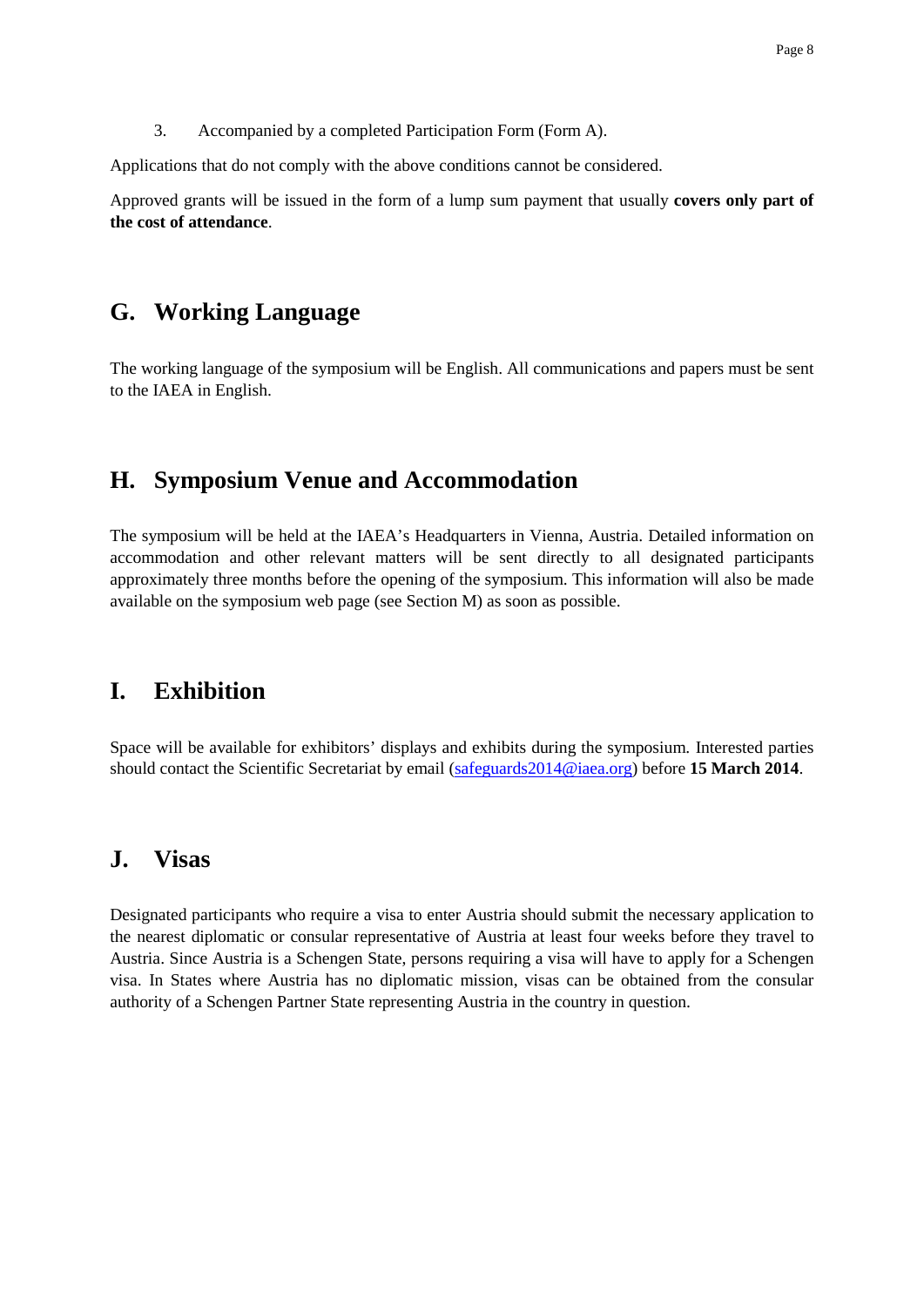3. Accompanied by a completed Participation Form (Form A).

Applications that do not comply with the above conditions cannot be considered.

Approved grants will be issued in the form of a lump sum payment that usually **covers only part of the cost of attendance**.

## G. Working Language

The working language of the symposium will be English. All communications and papers must be sent to the IAEA in English.

## H. Symposium Venue and Accommodation

The symposium will be held at the IAEA's Headquarters in Vienna, Austria. Detailed information on accommodation and other relevant matters will be sent directly to all designated participants approximately three months before the opening of the symposium. This information will also be made available on the symposium web page (see Section M) as soon as possible.

## I. Exhibition

Space will be available for exhibitors' displays and exhibits during the symposium. Interested parties should contact the Scientific Secretariat by email (safeguards2014@iaea.org) before **15 March 2014**.

## J. Visas

Designated participants who require a visa to enter Austria should submit the necessary application to the nearest diplomatic or consular representative of Austria at least four weeks before they travel to Austria. Since Austria is a Schengen State, persons requiring a visa will have to apply for a Schengen visa. In States where Austria has no diplomatic mission, visas can be obtained from the consular authority of a Schengen Partner State representing Austria in the country in question.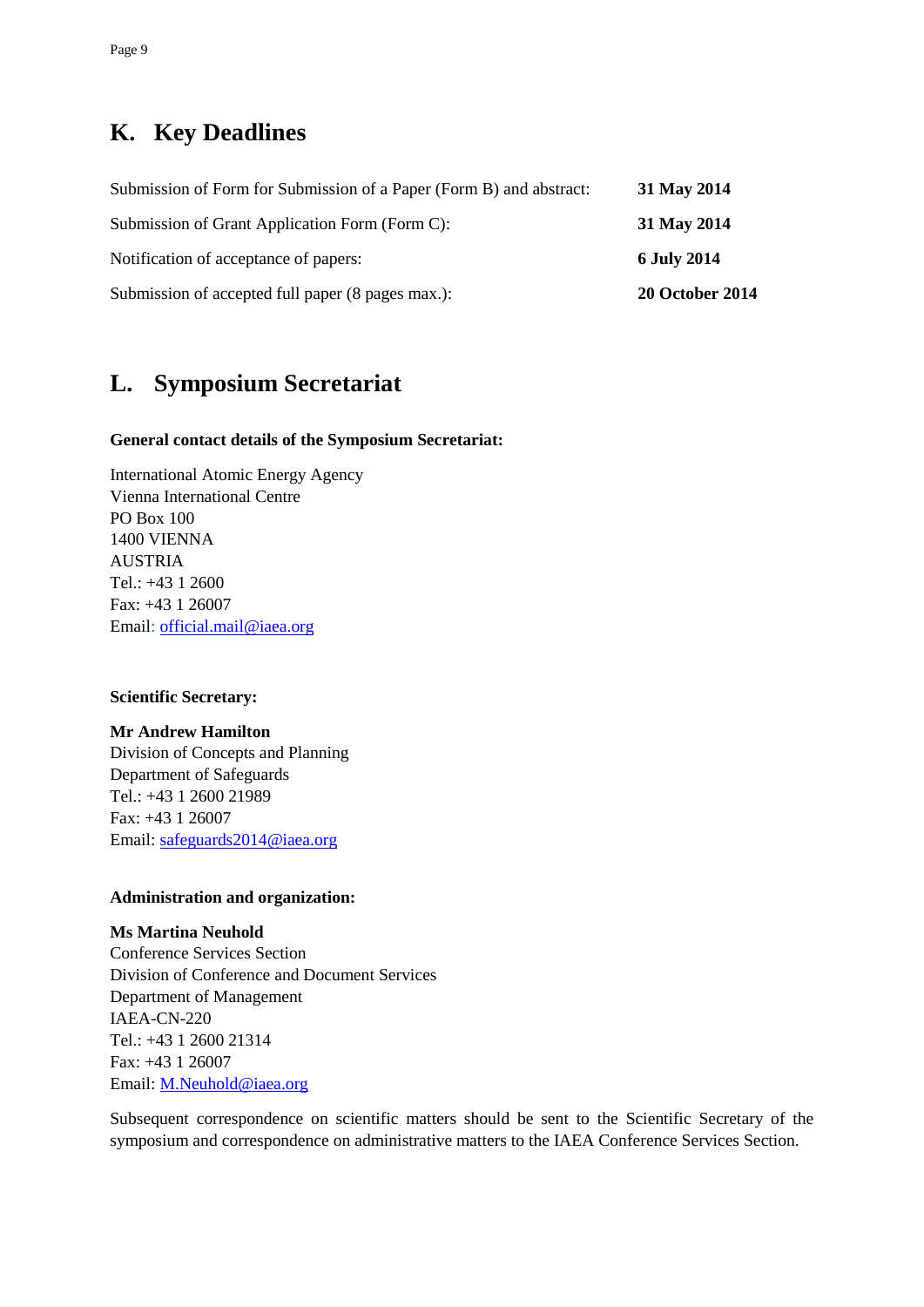## K. Key Deadlines

| | |
|---|---|
| Submission of Form for Submission of a Paper (Form B) and abstract: | **31 May 2014** |
| Submission of Grant Application Form (Form C): | **31 May 2014** |
| Notification of acceptance of papers: | **6 July 2014** |
| Submission of accepted full paper (8 pages max.): | **20 October 2014** |

## L. Symposium Secretariat

**General contact details of the Symposium Secretariat:**

International Atomic Energy Agency
Vienna International Centre
PO Box 100
1400 VIENNA
AUSTRIA
Tel.: +43 1 2600
Fax: +43 1 26007
Email: official.mail@iaea.org

**Scientific Secretary:**

**Mr Andrew Hamilton**
Division of Concepts and Planning
Department of Safeguards
Tel.: +43 1 2600 21989
Fax: +43 1 26007
Email: safeguards2014@iaea.org

**Administration and organization:**

**Ms Martina Neuhold**
Conference Services Section
Division of Conference and Document Services
Department of Management
IAEA-CN-220
Tel.: +43 1 2600 21314
Fax: +43 1 26007
Email: M.Neuhold@iaea.org

Subsequent correspondence on scientific matters should be sent to the Scientific Secretary of the symposium and correspondence on administrative matters to the IAEA Conference Services Section.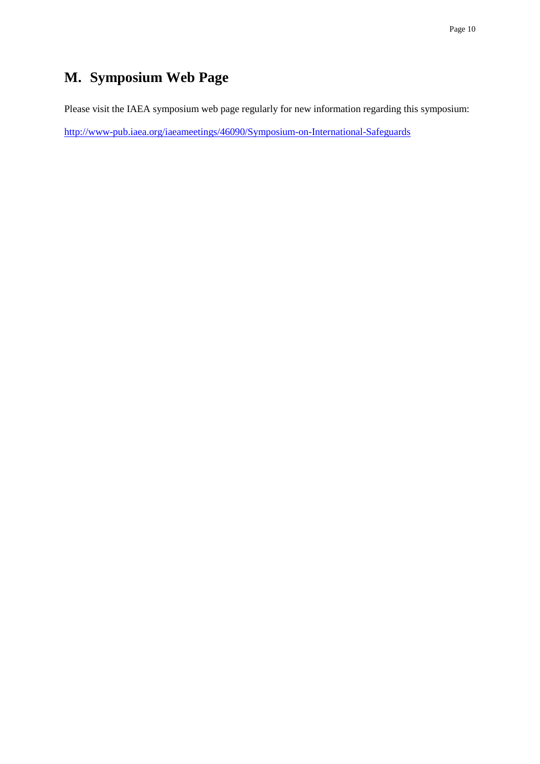# M. Symposium Web Page

Please visit the IAEA symposium web page regularly for new information regarding this symposium:

http://www-pub.iaea.org/iaeameetings/46090/Symposium-on-International-Safeguards